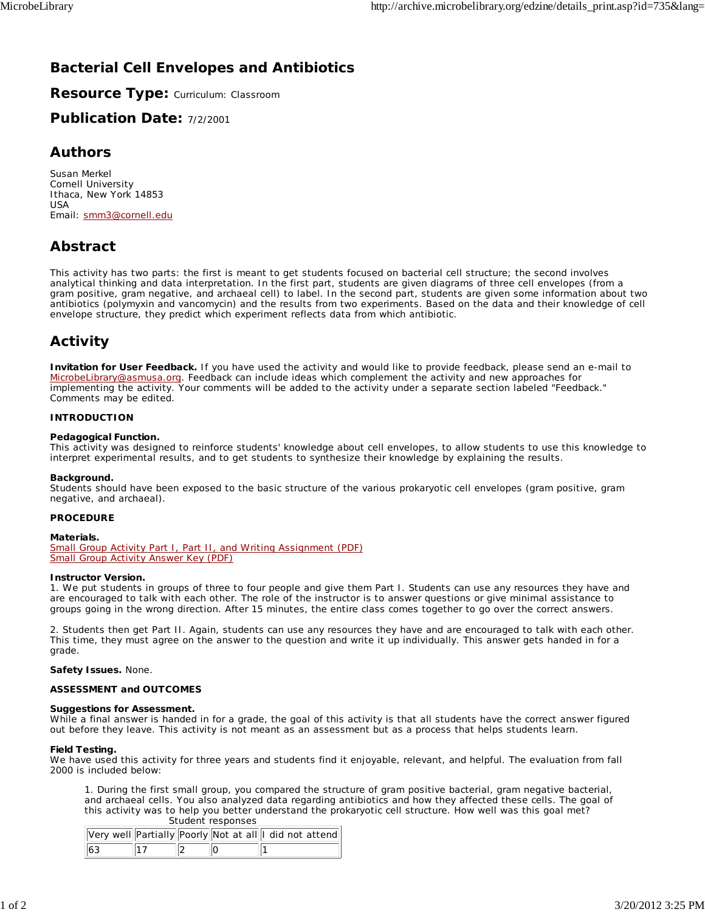# Bacterial Cell Envelopes and Antibiotics

## Resource Type: Curriculum: Classroom

## Publication Date: 7/2/2001

## Authors

Susan Merkel
Cornell University
Ithaca, New York 14853
USA
Email: smm3@cornell.edu

## Abstract

This activity has two parts: the first is meant to get students focused on bacterial cell structure; the second involves analytical thinking and data interpretation. In the first part, students are given diagrams of three cell envelopes (from a gram positive, gram negative, and archaeal cell) to label. In the second part, students are given some information about two antibiotics (polymyxin and vancomycin) and the results from two experiments. Based on the data and their knowledge of cell envelope structure, they predict which experiment reflects data from which antibiotic.

## Activity

**Invitation for User Feedback.** If you have used the activity and would like to provide feedback, please send an e-mail to MicrobeLibrary@asmusa.org. Feedback can include ideas which complement the activity and new approaches for implementing the activity. Your comments will be added to the activity under a separate section labeled "Feedback." Comments may be edited.

**INTRODUCTION**

**Pedagogical Function.**
This activity was designed to reinforce students' knowledge about cell envelopes, to allow students to use this knowledge to interpret experimental results, and to get students to synthesize their knowledge by explaining the results.

**Background.**
Students should have been exposed to the basic structure of the various prokaryotic cell envelopes (gram positive, gram negative, and archaeal).

**PROCEDURE**

**Materials.**
Small Group Activity Part I, Part II, and Writing Assignment (PDF)
Small Group Activity Answer Key (PDF)

**Instructor Version.**
1. We put students in groups of three to four people and give them Part I. Students can use any resources they have and are encouraged to talk with each other. The role of the instructor is to answer questions or give minimal assistance to groups going in the wrong direction. After 15 minutes, the entire class comes together to go over the correct answers.

2. Students then get Part II. Again, students can use any resources they have and are encouraged to talk with each other. This time, they must agree on the answer to the question and write it up individually. This answer gets handed in for a grade.

**Safety Issues.** None.

**ASSESSMENT and OUTCOMES**

**Suggestions for Assessment.**
While a final answer is handed in for a grade, the goal of this activity is that all students have the correct answer figured out before they leave. This activity is not meant as an assessment but as a process that helps students learn.

**Field Testing.**
We have used this activity for three years and students find it enjoyable, relevant, and helpful. The evaluation from fall 2000 is included below:

1. During the first small group, you compared the structure of gram positive bacterial, gram negative bacterial, and archaeal cells. You also analyzed data regarding antibiotics and how they affected these cells. The goal of this activity was to help you better understand the prokaryotic cell structure. How well was this goal met?

Student responses

| Very well | Partially | Poorly | Not at all | I did not attend |
|---|---|---|---|---|
| 63 | 17 | 2 | 0 | 1 |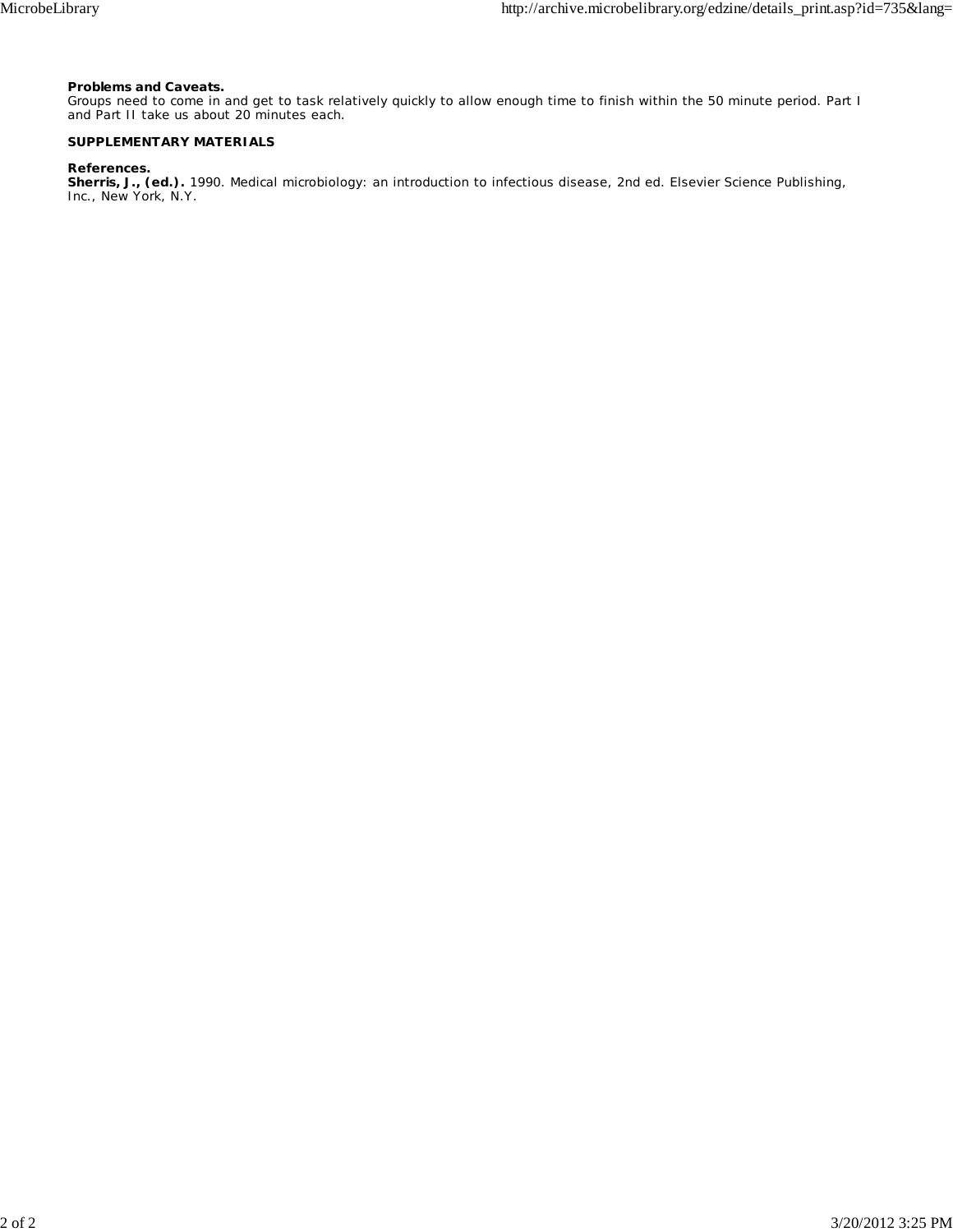**Problems and Caveats.**
Groups need to come in and get to task relatively quickly to allow enough time to finish within the 50 minute period. Part I and Part II take us about 20 minutes each.

**SUPPLEMENTARY MATERIALS**

**References.**
**Sherris, J., (ed.).** 1990. Medical microbiology: an introduction to infectious disease, 2nd ed. Elsevier Science Publishing, Inc., New York, N.Y.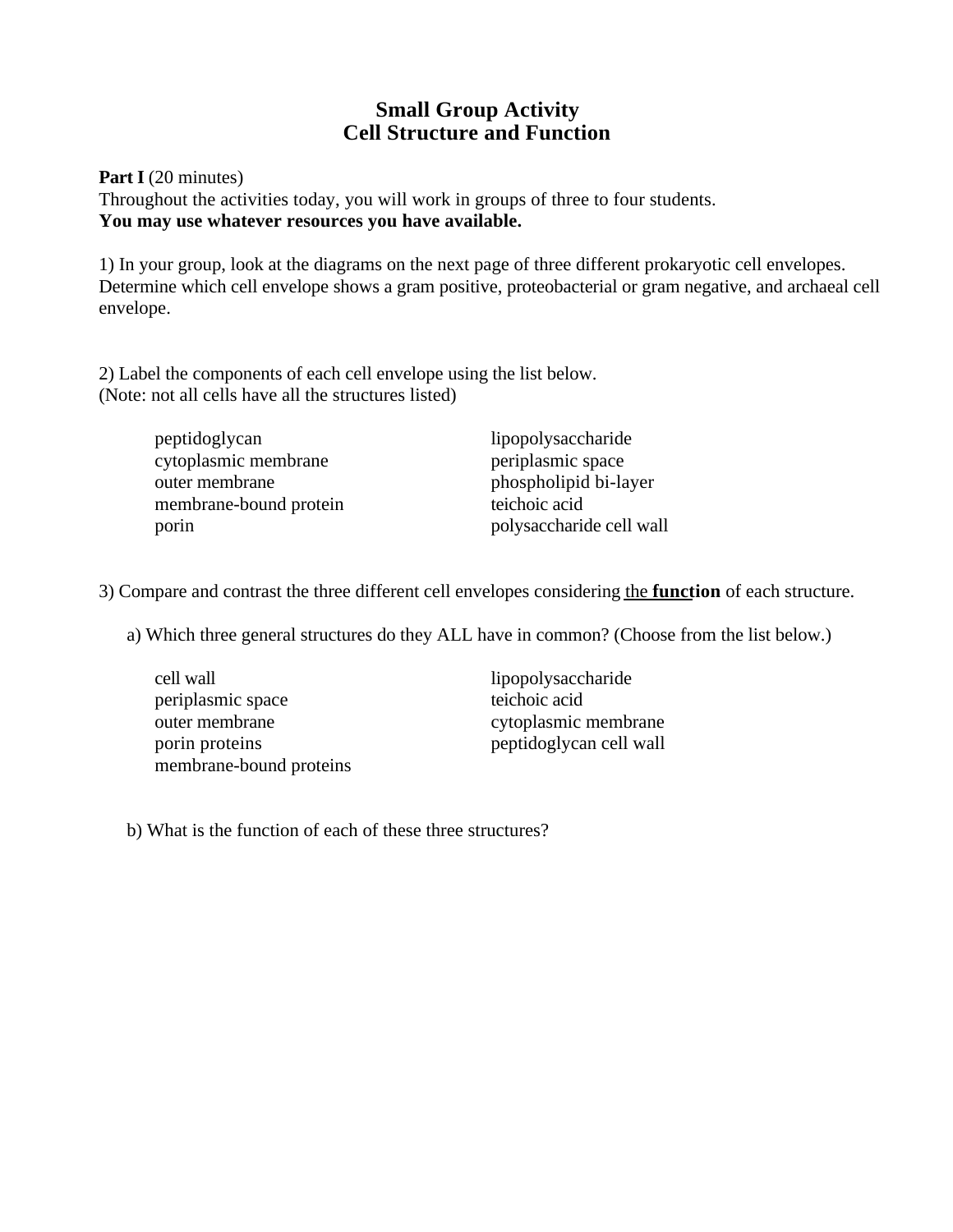# Small Group Activity
# Cell Structure and Function

**Part I** (20 minutes)
Throughout the activities today, you will work in groups of three to four students.
**You may use whatever resources you have available.**

1) In your group, look at the diagrams on the next page of three different prokaryotic cell envelopes. Determine which cell envelope shows a gram positive, proteobacterial or gram negative, and archaeal cell envelope.

2) Label the components of each cell envelope using the list below.
(Note: not all cells have all the structures listed)

| | |
|---|---|
| peptidoglycan | lipopolysaccharide |
| cytoplasmic membrane | periplasmic space |
| outer membrane | phospholipid bi-layer |
| membrane-bound protein | teichoic acid |
| porin | polysaccharide cell wall |

3) Compare and contrast the three different cell envelopes considering <u>the **function**</u> of each structure.

a) Which three general structures do they ALL have in common? (Choose from the list below.)

| | |
|---|---|
| cell wall | lipopolysaccharide |
| periplasmic space | teichoic acid |
| outer membrane | cytoplasmic membrane |
| porin proteins | peptidoglycan cell wall |
| membrane-bound proteins | |

b) What is the function of each of these three structures?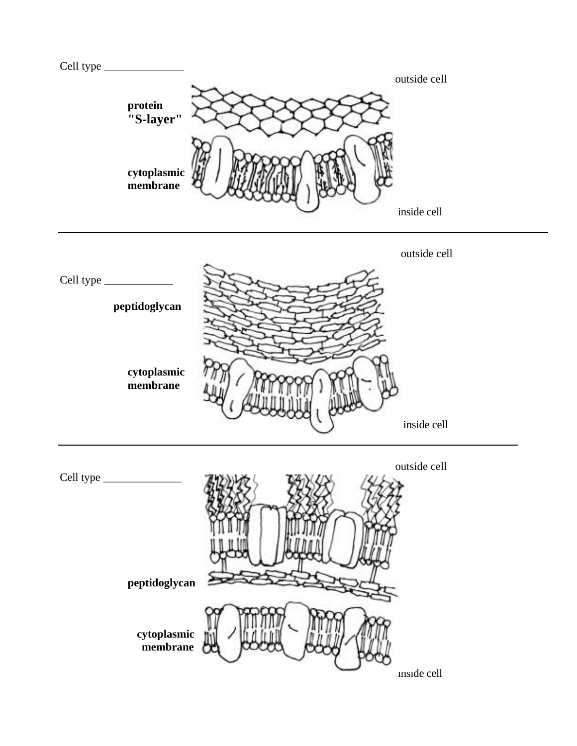Cell type ______________

outside cell

**protein "S-layer"**

**cytoplasmic membrane**

inside cell

---

outside cell

Cell type ____________

**peptidoglycan**

**cytoplasmic membrane**

inside cell

---

outside cell

Cell type ______________

**peptidoglycan**

**cytoplasmic membrane**

inside cell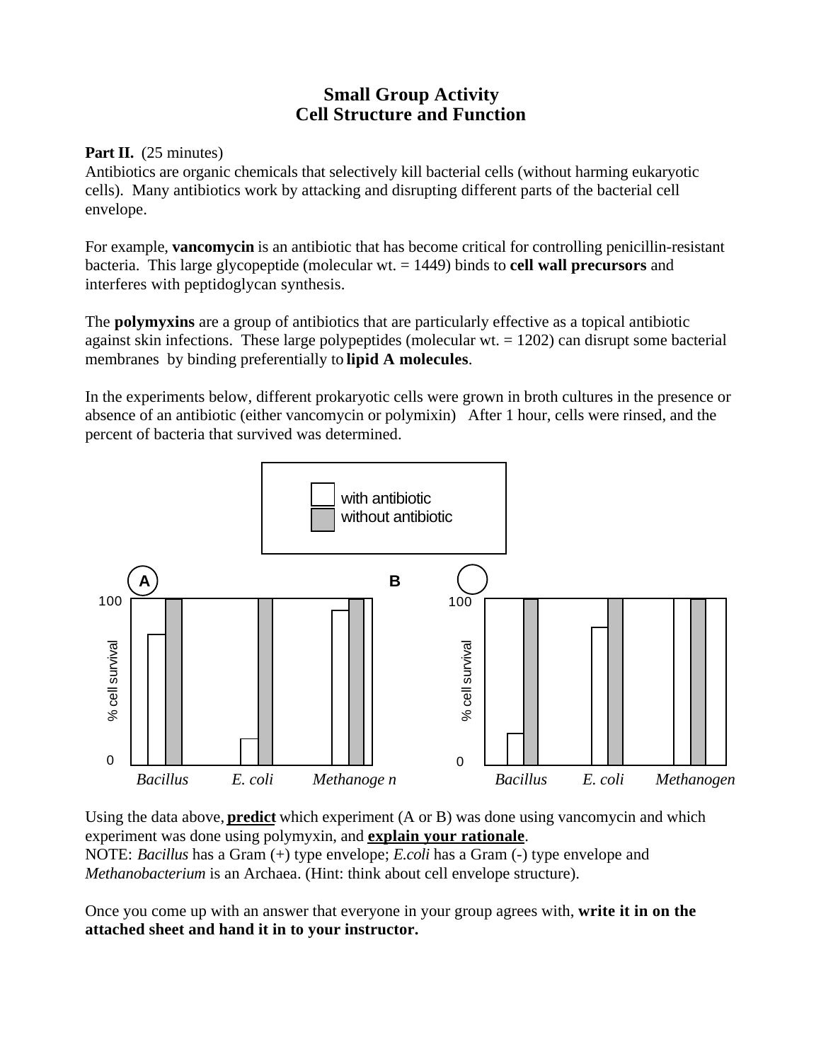# Small Group Activity
## Cell Structure and Function

**Part II.** (25 minutes)
Antibiotics are organic chemicals that selectively kill bacterial cells (without harming eukaryotic cells). Many antibiotics work by attacking and disrupting different parts of the bacterial cell envelope.

For example, **vancomycin** is an antibiotic that has become critical for controlling penicillin-resistant bacteria. This large glycopeptide (molecular wt. = 1449) binds to **cell wall precursors** and interferes with peptidoglycan synthesis.

The **polymyxins** are a group of antibiotics that are particularly effective as a topical antibiotic against skin infections. These large polypeptides (molecular wt. = 1202) can disrupt some bacterial membranes by binding preferentially to **lipid A molecules**.

In the experiments below, different prokaryotic cells were grown in broth cultures in the presence or absence of an antibiotic (either vancomycin or polymixin) After 1 hour, cells were rinsed, and the percent of bacteria that survived was determined.

with antibiotic
without antibiotic

A

100

% cell survival

0

*Bacillus* *E. coli* *Methanoge n*

B

100

% cell survival

0

*Bacillus* *E. coli* *Methanogen*

Using the data above, **predict** which experiment (A or B) was done using vancomycin and which experiment was done using polymyxin, and **explain your rationale**.
NOTE: *Bacillus* has a Gram (+) type envelope; *E.coli* has a Gram (-) type envelope and *Methanobacterium* is an Archaea. (Hint: think about cell envelope structure).

Once you come up with an answer that everyone in your group agrees with, **write it in on the attached sheet and hand it in to your instructor.**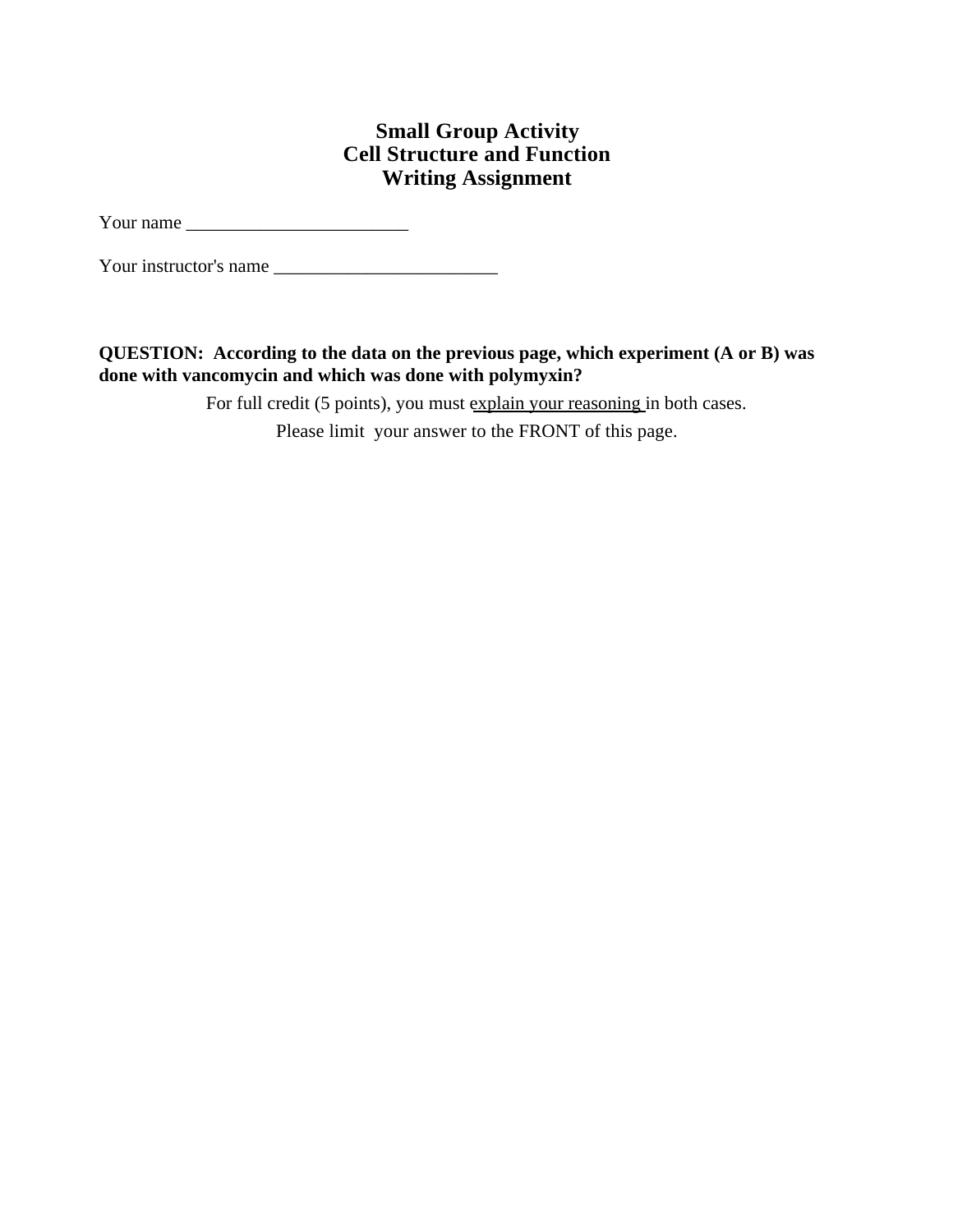# Small Group Activity
# Cell Structure and Function
# Writing Assignment

Your name ________________________

Your instructor's name ________________________

**QUESTION: According to the data on the previous page, which experiment (A or B) was done with vancomycin and which was done with polymyxin?**

For full credit (5 points), you must explain your reasoning in both cases.

Please limit your answer to the FRONT of this page.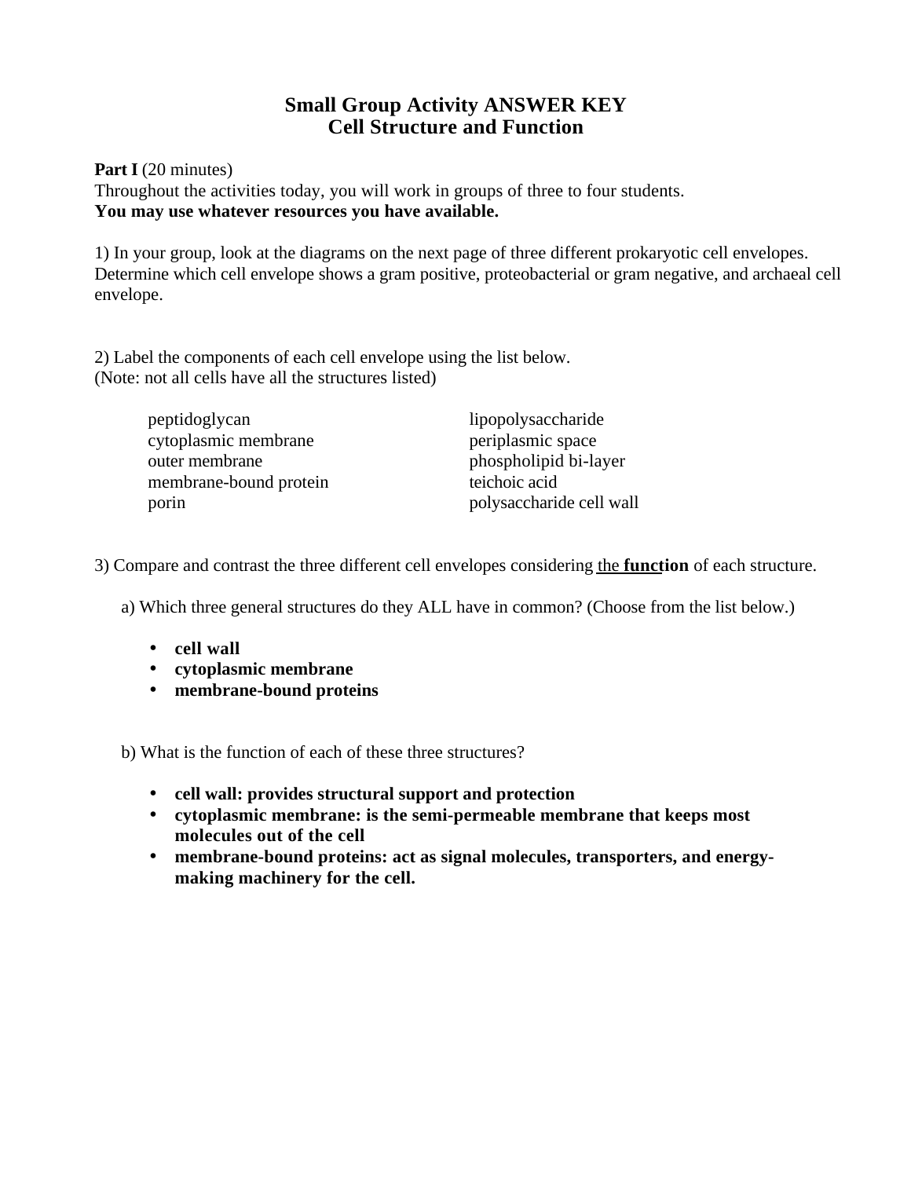# Small Group Activity ANSWER KEY
# Cell Structure and Function

**Part I** (20 minutes)
Throughout the activities today, you will work in groups of three to four students.
**You may use whatever resources you have available.**

1) In your group, look at the diagrams on the next page of three different prokaryotic cell envelopes. Determine which cell envelope shows a gram positive, proteobacterial or gram negative, and archaeal cell envelope.

2) Label the components of each cell envelope using the list below.
(Note: not all cells have all the structures listed)

| | |
|---|---|
| peptidoglycan | lipopolysaccharide |
| cytoplasmic membrane | periplasmic space |
| outer membrane | phospholipid bi-layer |
| membrane-bound protein | teichoic acid |
| porin | polysaccharide cell wall |

3) Compare and contrast the three different cell envelopes considering the **function** of each structure.

a) Which three general structures do they ALL have in common? (Choose from the list below.)

- **cell wall**
- **cytoplasmic membrane**
- **membrane-bound proteins**

b) What is the function of each of these three structures?

- **cell wall: provides structural support and protection**
- **cytoplasmic membrane: is the semi-permeable membrane that keeps most molecules out of the cell**
- **membrane-bound proteins: act as signal molecules, transporters, and energy-making machinery for the cell.**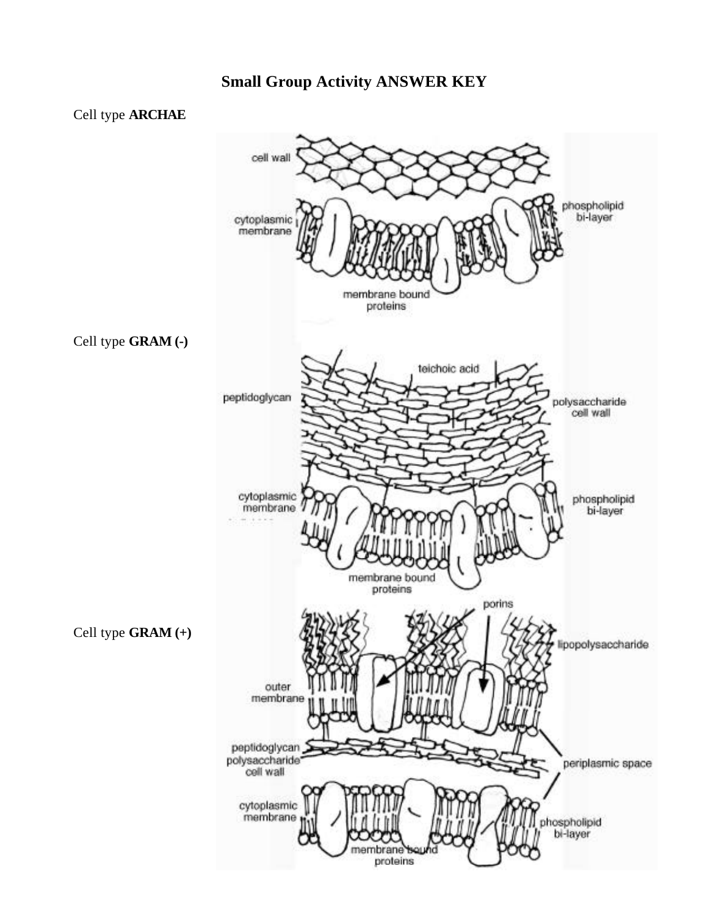# Small Group Activity ANSWER KEY

Cell type **ARCHAE**

cell wall

cytoplasmic membrane

phospholipid bi-layer

membrane bound proteins

Cell type **GRAM (-)**

teichoic acid

peptidoglycan

polysaccharide cell wall

cytoplasmic membrane

phospholipid bi-layer

membrane bound proteins

Cell type **GRAM (+)**

porins

lipopolysaccharide

outer membrane

peptidoglycan polysaccharide cell wall

periplasmic space

cytoplasmic membrane

phospholipid bi-layer

membrane bound proteins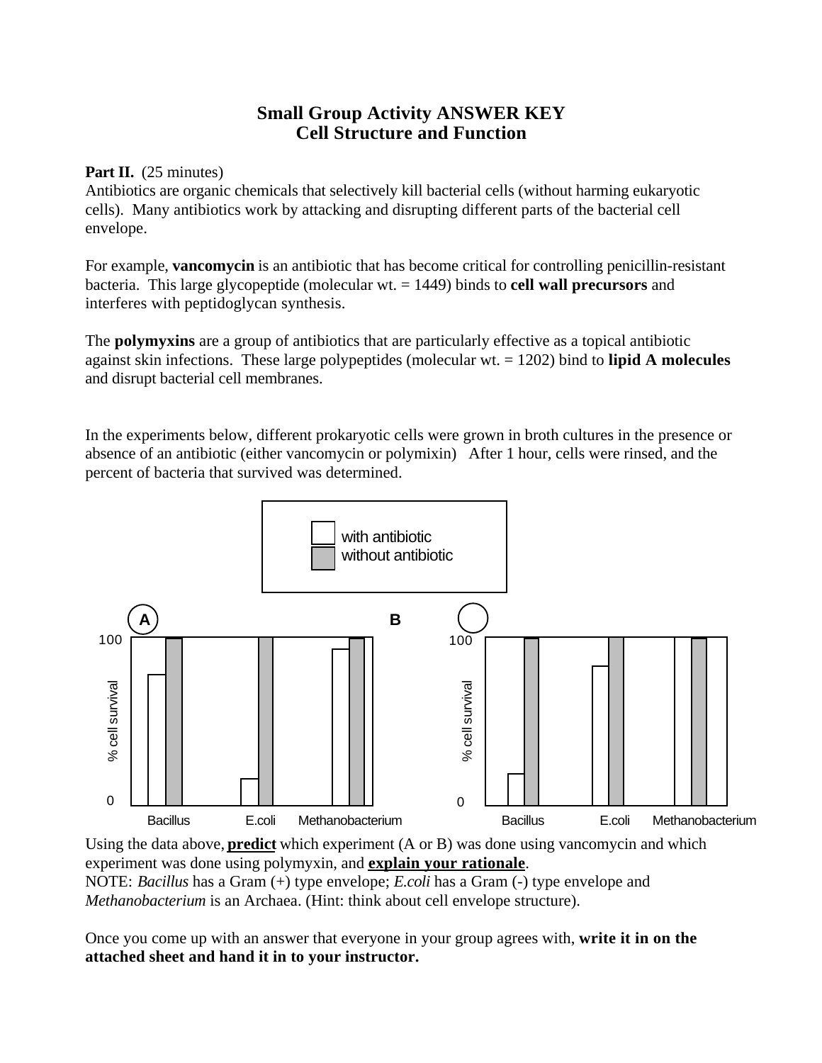# Small Group Activity ANSWER KEY
## Cell Structure and Function

**Part II.** (25 minutes)
Antibiotics are organic chemicals that selectively kill bacterial cells (without harming eukaryotic cells). Many antibiotics work by attacking and disrupting different parts of the bacterial cell envelope.

For example, **vancomycin** is an antibiotic that has become critical for controlling penicillin-resistant bacteria. This large glycopeptide (molecular wt. = 1449) binds to **cell wall precursors** and interferes with peptidoglycan synthesis.

The **polymyxins** are a group of antibiotics that are particularly effective as a topical antibiotic against skin infections. These large polypeptides (molecular wt. = 1202) bind to **lipid A molecules** and disrupt bacterial cell membranes.

In the experiments below, different prokaryotic cells were grown in broth cultures in the presence or absence of an antibiotic (either vancomycin or polymixin) After 1 hour, cells were rinsed, and the percent of bacteria that survived was determined.

with antibiotic
without antibiotic

A

100

% cell survival

0

Bacillus E.coli Methanobacterium

B

100

% cell survival

0

Bacillus E.coli Methanobacterium

Using the data above, **predict** which experiment (A or B) was done using vancomycin and which experiment was done using polymyxin, and **explain your rationale**.
NOTE: *Bacillus* has a Gram (+) type envelope; *E.coli* has a Gram (-) type envelope and *Methanobacterium* is an Archaea. (Hint: think about cell envelope structure).

Once you come up with an answer that everyone in your group agrees with, **write it in on the attached sheet and hand it in to your instructor.**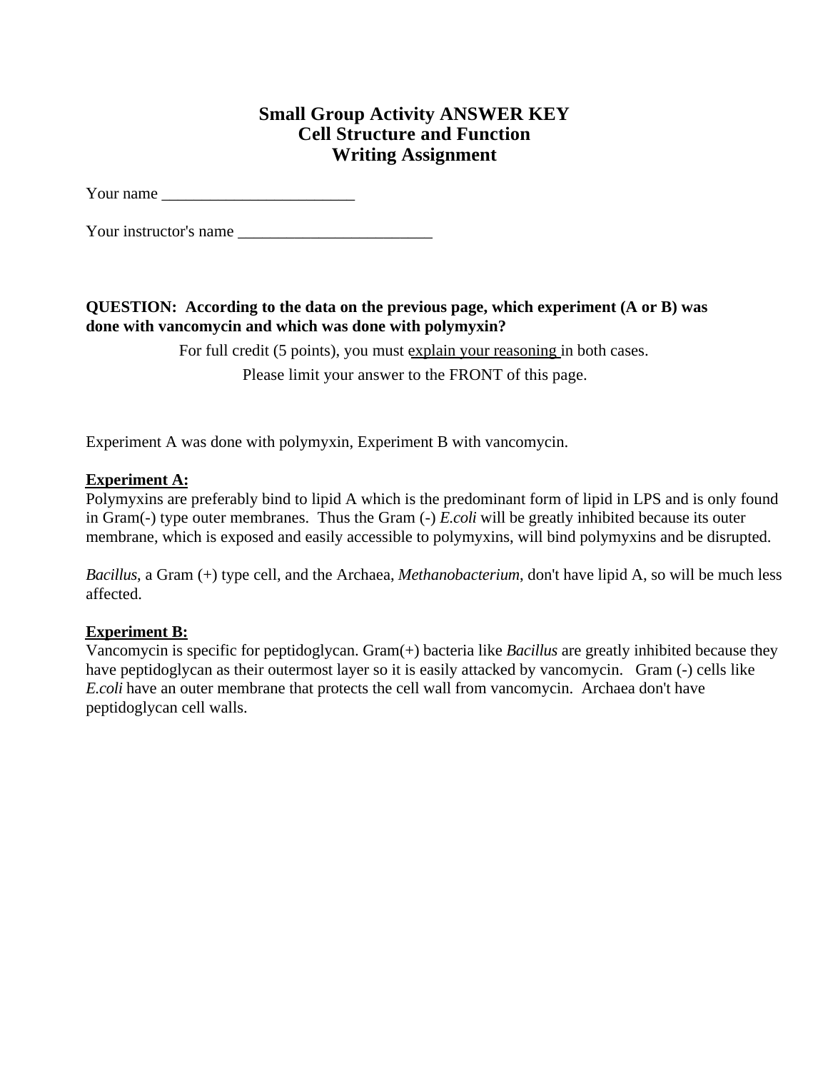# Small Group Activity ANSWER KEY
# Cell Structure and Function
# Writing Assignment

Your name ________________________

Your instructor's name ________________________

**QUESTION: According to the data on the previous page, which experiment (A or B) was done with vancomycin and which was done with polymyxin?**

For full credit (5 points), you must explain your reasoning in both cases.

Please limit your answer to the FRONT of this page.

Experiment A was done with polymyxin, Experiment B with vancomycin.

**Experiment A:**

Polymyxins are preferably bind to lipid A which is the predominant form of lipid in LPS and is only found in Gram(-) type outer membranes. Thus the Gram (-) *E.coli* will be greatly inhibited because its outer membrane, which is exposed and easily accessible to polymyxins, will bind polymyxins and be disrupted.

*Bacillus*, a Gram (+) type cell, and the Archaea, *Methanobacterium*, don't have lipid A, so will be much less affected.

**Experiment B:**

Vancomycin is specific for peptidoglycan. Gram(+) bacteria like *Bacillus* are greatly inhibited because they have peptidoglycan as their outermost layer so it is easily attacked by vancomycin. Gram (-) cells like *E.coli* have an outer membrane that protects the cell wall from vancomycin. Archaea don't have peptidoglycan cell walls.